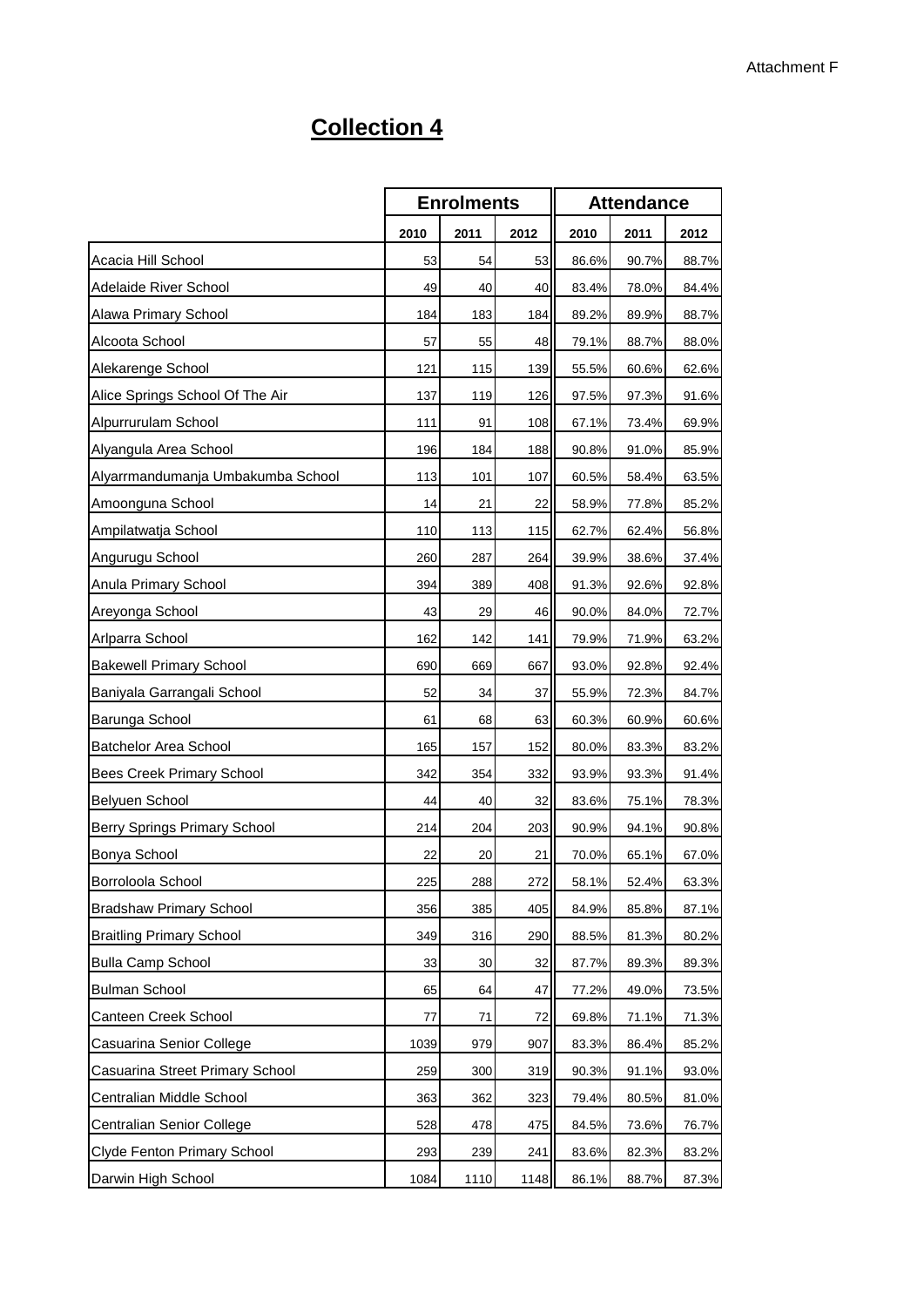Attachment F

# Collection 4

| | Enrolments | | | Attendance | | |
|---|---|---|---|---|---|---|
| | 2010 | 2011 | 2012 | 2010 | 2011 | 2012 |
| Acacia Hill School | 53 | 54 | 53 | 86.6% | 90.7% | 88.7% |
| Adelaide River School | 49 | 40 | 40 | 83.4% | 78.0% | 84.4% |
| Alawa Primary School | 184 | 183 | 184 | 89.2% | 89.9% | 88.7% |
| Alcoota School | 57 | 55 | 48 | 79.1% | 88.7% | 88.0% |
| Alekarenge School | 121 | 115 | 139 | 55.5% | 60.6% | 62.6% |
| Alice Springs School Of The Air | 137 | 119 | 126 | 97.5% | 97.3% | 91.6% |
| Alpurrurulam School | 111 | 91 | 108 | 67.1% | 73.4% | 69.9% |
| Alyangula Area School | 196 | 184 | 188 | 90.8% | 91.0% | 85.9% |
| Alyarrmandumanja Umbakumba School | 113 | 101 | 107 | 60.5% | 58.4% | 63.5% |
| Amoonguna School | 14 | 21 | 22 | 58.9% | 77.8% | 85.2% |
| Ampilatwatja School | 110 | 113 | 115 | 62.7% | 62.4% | 56.8% |
| Angurugu School | 260 | 287 | 264 | 39.9% | 38.6% | 37.4% |
| Anula Primary School | 394 | 389 | 408 | 91.3% | 92.6% | 92.8% |
| Areyonga School | 43 | 29 | 46 | 90.0% | 84.0% | 72.7% |
| Arlparra School | 162 | 142 | 141 | 79.9% | 71.9% | 63.2% |
| Bakewell Primary School | 690 | 669 | 667 | 93.0% | 92.8% | 92.4% |
| Baniyala Garrangali School | 52 | 34 | 37 | 55.9% | 72.3% | 84.7% |
| Barunga School | 61 | 68 | 63 | 60.3% | 60.9% | 60.6% |
| Batchelor Area School | 165 | 157 | 152 | 80.0% | 83.3% | 83.2% |
| Bees Creek Primary School | 342 | 354 | 332 | 93.9% | 93.3% | 91.4% |
| Belyuen School | 44 | 40 | 32 | 83.6% | 75.1% | 78.3% |
| Berry Springs Primary School | 214 | 204 | 203 | 90.9% | 94.1% | 90.8% |
| Bonya School | 22 | 20 | 21 | 70.0% | 65.1% | 67.0% |
| Borroloola School | 225 | 288 | 272 | 58.1% | 52.4% | 63.3% |
| Bradshaw Primary School | 356 | 385 | 405 | 84.9% | 85.8% | 87.1% |
| Braitling Primary School | 349 | 316 | 290 | 88.5% | 81.3% | 80.2% |
| Bulla Camp School | 33 | 30 | 32 | 87.7% | 89.3% | 89.3% |
| Bulman School | 65 | 64 | 47 | 77.2% | 49.0% | 73.5% |
| Canteen Creek School | 77 | 71 | 72 | 69.8% | 71.1% | 71.3% |
| Casuarina Senior College | 1039 | 979 | 907 | 83.3% | 86.4% | 85.2% |
| Casuarina Street Primary School | 259 | 300 | 319 | 90.3% | 91.1% | 93.0% |
| Centralian Middle School | 363 | 362 | 323 | 79.4% | 80.5% | 81.0% |
| Centralian Senior College | 528 | 478 | 475 | 84.5% | 73.6% | 76.7% |
| Clyde Fenton Primary School | 293 | 239 | 241 | 83.6% | 82.3% | 83.2% |
| Darwin High School | 1084 | 1110 | 1148 | 86.1% | 88.7% | 87.3% |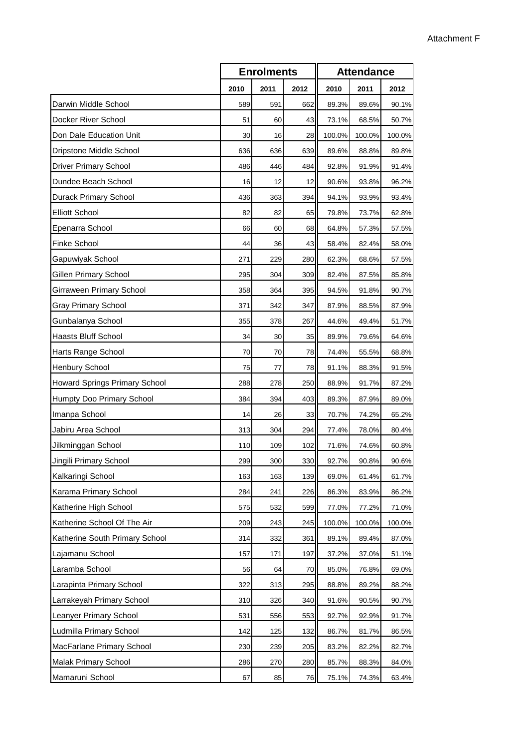Attachment F

| | Enrolments | | | Attendance | | |
|---|---|---|---|---|---|---|
| | 2010 | 2011 | 2012 | 2010 | 2011 | 2012 |
| Darwin Middle School | 589 | 591 | 662 | 89.3% | 89.6% | 90.1% |
| Docker River School | 51 | 60 | 43 | 73.1% | 68.5% | 50.7% |
| Don Dale Education Unit | 30 | 16 | 28 | 100.0% | 100.0% | 100.0% |
| Dripstone Middle School | 636 | 636 | 639 | 89.6% | 88.8% | 89.8% |
| Driver Primary School | 486 | 446 | 484 | 92.8% | 91.9% | 91.4% |
| Dundee Beach School | 16 | 12 | 12 | 90.6% | 93.8% | 96.2% |
| Durack Primary School | 436 | 363 | 394 | 94.1% | 93.9% | 93.4% |
| Elliott School | 82 | 82 | 65 | 79.8% | 73.7% | 62.8% |
| Epenarra School | 66 | 60 | 68 | 64.8% | 57.3% | 57.5% |
| Finke School | 44 | 36 | 43 | 58.4% | 82.4% | 58.0% |
| Gapuwiyak School | 271 | 229 | 280 | 62.3% | 68.6% | 57.5% |
| Gillen Primary School | 295 | 304 | 309 | 82.4% | 87.5% | 85.8% |
| Girraween Primary School | 358 | 364 | 395 | 94.5% | 91.8% | 90.7% |
| Gray Primary School | 371 | 342 | 347 | 87.9% | 88.5% | 87.9% |
| Gunbalanya School | 355 | 378 | 267 | 44.6% | 49.4% | 51.7% |
| Haasts Bluff School | 34 | 30 | 35 | 89.9% | 79.6% | 64.6% |
| Harts Range School | 70 | 70 | 78 | 74.4% | 55.5% | 68.8% |
| Henbury School | 75 | 77 | 78 | 91.1% | 88.3% | 91.5% |
| Howard Springs Primary School | 288 | 278 | 250 | 88.9% | 91.7% | 87.2% |
| Humpty Doo Primary School | 384 | 394 | 403 | 89.3% | 87.9% | 89.0% |
| Imanpa School | 14 | 26 | 33 | 70.7% | 74.2% | 65.2% |
| Jabiru Area School | 313 | 304 | 294 | 77.4% | 78.0% | 80.4% |
| Jilkminggan School | 110 | 109 | 102 | 71.6% | 74.6% | 60.8% |
| Jingili Primary School | 299 | 300 | 330 | 92.7% | 90.8% | 90.6% |
| Kalkaringi School | 163 | 163 | 139 | 69.0% | 61.4% | 61.7% |
| Karama Primary School | 284 | 241 | 226 | 86.3% | 83.9% | 86.2% |
| Katherine High School | 575 | 532 | 599 | 77.0% | 77.2% | 71.0% |
| Katherine School Of The Air | 209 | 243 | 245 | 100.0% | 100.0% | 100.0% |
| Katherine South Primary School | 314 | 332 | 361 | 89.1% | 89.4% | 87.0% |
| Lajamanu School | 157 | 171 | 197 | 37.2% | 37.0% | 51.1% |
| Laramba School | 56 | 64 | 70 | 85.0% | 76.8% | 69.0% |
| Larapinta Primary School | 322 | 313 | 295 | 88.8% | 89.2% | 88.2% |
| Larrakeyah Primary School | 310 | 326 | 340 | 91.6% | 90.5% | 90.7% |
| Leanyer Primary School | 531 | 556 | 553 | 92.7% | 92.9% | 91.7% |
| Ludmilla Primary School | 142 | 125 | 132 | 86.7% | 81.7% | 86.5% |
| MacFarlane Primary School | 230 | 239 | 205 | 83.2% | 82.2% | 82.7% |
| Malak Primary School | 286 | 270 | 280 | 85.7% | 88.3% | 84.0% |
| Mamaruni School | 67 | 85 | 76 | 75.1% | 74.3% | 63.4% |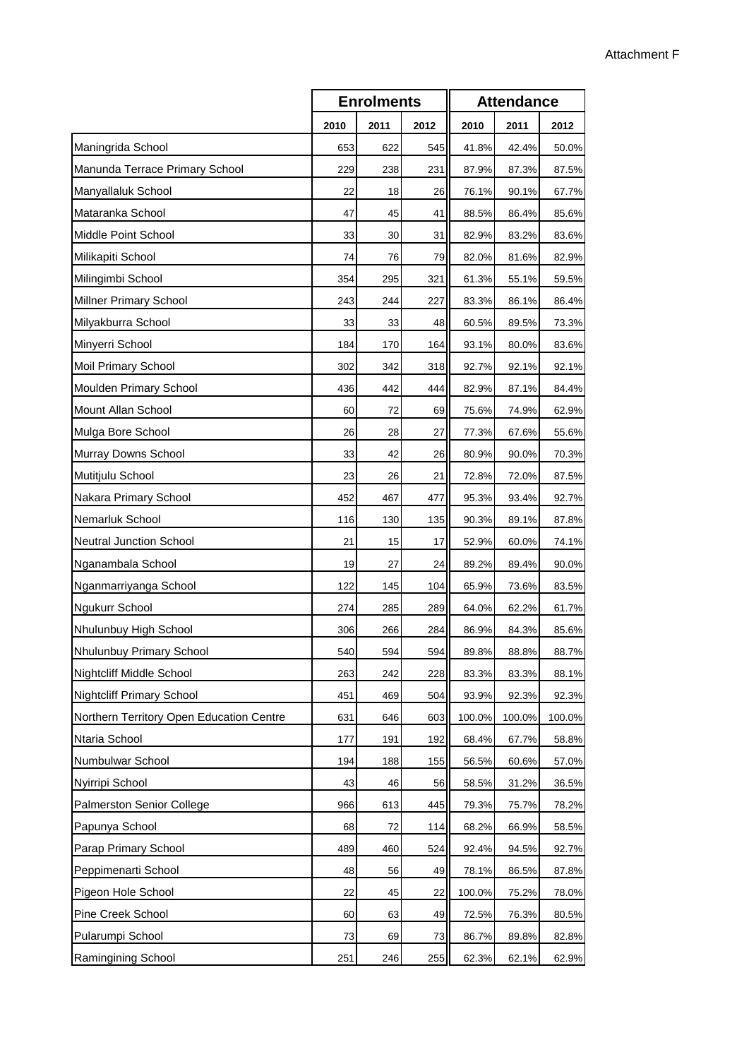Attachment F

| | Enrolments | | | Attendance | | |
|---|---|---|---|---|---|---|
| | 2010 | 2011 | 2012 | 2010 | 2011 | 2012 |
| Maningrida School | 653 | 622 | 545 | 41.8% | 42.4% | 50.0% |
| Manunda Terrace Primary School | 229 | 238 | 231 | 87.9% | 87.3% | 87.5% |
| Manyallaluk School | 22 | 18 | 26 | 76.1% | 90.1% | 67.7% |
| Mataranka School | 47 | 45 | 41 | 88.5% | 86.4% | 85.6% |
| Middle Point School | 33 | 30 | 31 | 82.9% | 83.2% | 83.6% |
| Milikapiti School | 74 | 76 | 79 | 82.0% | 81.6% | 82.9% |
| Milingimbi School | 354 | 295 | 321 | 61.3% | 55.1% | 59.5% |
| Millner Primary School | 243 | 244 | 227 | 83.3% | 86.1% | 86.4% |
| Milyakburra School | 33 | 33 | 48 | 60.5% | 89.5% | 73.3% |
| Minyerri School | 184 | 170 | 164 | 93.1% | 80.0% | 83.6% |
| Moil Primary School | 302 | 342 | 318 | 92.7% | 92.1% | 92.1% |
| Moulden Primary School | 436 | 442 | 444 | 82.9% | 87.1% | 84.4% |
| Mount Allan School | 60 | 72 | 69 | 75.6% | 74.9% | 62.9% |
| Mulga Bore School | 26 | 28 | 27 | 77.3% | 67.6% | 55.6% |
| Murray Downs School | 33 | 42 | 26 | 80.9% | 90.0% | 70.3% |
| Mutitjulu School | 23 | 26 | 21 | 72.8% | 72.0% | 87.5% |
| Nakara Primary School | 452 | 467 | 477 | 95.3% | 93.4% | 92.7% |
| Nemarluk School | 116 | 130 | 135 | 90.3% | 89.1% | 87.8% |
| Neutral Junction School | 21 | 15 | 17 | 52.9% | 60.0% | 74.1% |
| Nganambala School | 19 | 27 | 24 | 89.2% | 89.4% | 90.0% |
| Nganmarriyanga School | 122 | 145 | 104 | 65.9% | 73.6% | 83.5% |
| Ngukurr School | 274 | 285 | 289 | 64.0% | 62.2% | 61.7% |
| Nhulunbuy High School | 306 | 266 | 284 | 86.9% | 84.3% | 85.6% |
| Nhulunbuy Primary School | 540 | 594 | 594 | 89.8% | 88.8% | 88.7% |
| Nightcliff Middle School | 263 | 242 | 228 | 83.3% | 83.3% | 88.1% |
| Nightcliff Primary School | 451 | 469 | 504 | 93.9% | 92.3% | 92.3% |
| Northern Territory Open Education Centre | 631 | 646 | 603 | 100.0% | 100.0% | 100.0% |
| Ntaria School | 177 | 191 | 192 | 68.4% | 67.7% | 58.8% |
| Numbulwar School | 194 | 188 | 155 | 56.5% | 60.6% | 57.0% |
| Nyirripi School | 43 | 46 | 56 | 58.5% | 31.2% | 36.5% |
| Palmerston Senior College | 966 | 613 | 445 | 79.3% | 75.7% | 78.2% |
| Papunya School | 68 | 72 | 114 | 68.2% | 66.9% | 58.5% |
| Parap Primary School | 489 | 460 | 524 | 92.4% | 94.5% | 92.7% |
| Peppimenarti School | 48 | 56 | 49 | 78.1% | 86.5% | 87.8% |
| Pigeon Hole School | 22 | 45 | 22 | 100.0% | 75.2% | 78.0% |
| Pine Creek School | 60 | 63 | 49 | 72.5% | 76.3% | 80.5% |
| Pularumpi School | 73 | 69 | 73 | 86.7% | 89.8% | 82.8% |
| Ramingining School | 251 | 246 | 255 | 62.3% | 62.1% | 62.9% |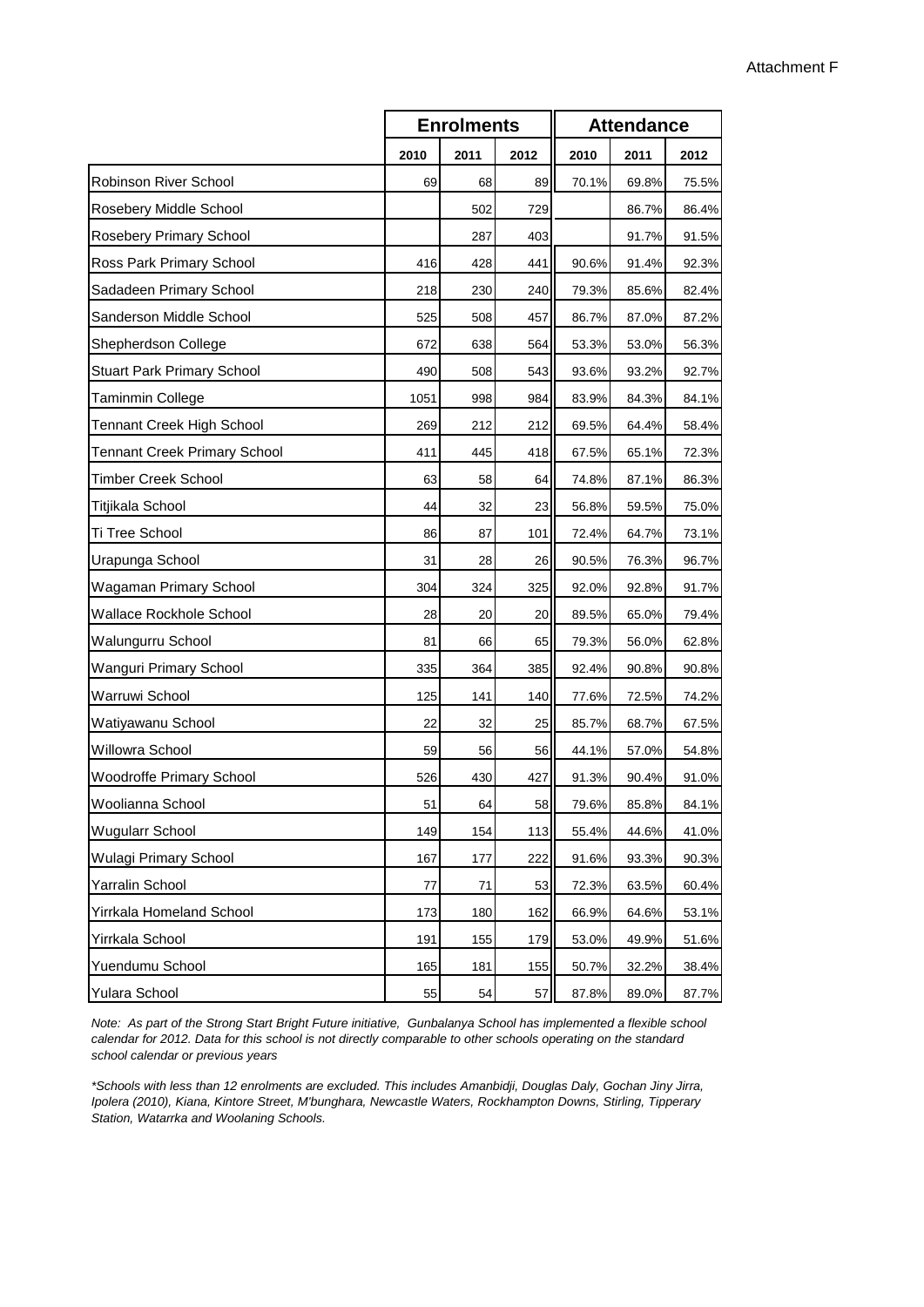Attachment F

| | Enrolments | | | Attendance | | |
|---|---|---|---|---|---|---|
| | 2010 | 2011 | 2012 | 2010 | 2011 | 2012 |
| Robinson River School | 69 | 68 | 89 | 70.1% | 69.8% | 75.5% |
| Rosebery Middle School | | 502 | 729 | | 86.7% | 86.4% |
| Rosebery Primary School | | 287 | 403 | | 91.7% | 91.5% |
| Ross Park Primary School | 416 | 428 | 441 | 90.6% | 91.4% | 92.3% |
| Sadadeen Primary School | 218 | 230 | 240 | 79.3% | 85.6% | 82.4% |
| Sanderson Middle School | 525 | 508 | 457 | 86.7% | 87.0% | 87.2% |
| Shepherdson College | 672 | 638 | 564 | 53.3% | 53.0% | 56.3% |
| Stuart Park Primary School | 490 | 508 | 543 | 93.6% | 93.2% | 92.7% |
| Taminmin College | 1051 | 998 | 984 | 83.9% | 84.3% | 84.1% |
| Tennant Creek High School | 269 | 212 | 212 | 69.5% | 64.4% | 58.4% |
| Tennant Creek Primary School | 411 | 445 | 418 | 67.5% | 65.1% | 72.3% |
| Timber Creek School | 63 | 58 | 64 | 74.8% | 87.1% | 86.3% |
| Titjikala School | 44 | 32 | 23 | 56.8% | 59.5% | 75.0% |
| Ti Tree School | 86 | 87 | 101 | 72.4% | 64.7% | 73.1% |
| Urapunga School | 31 | 28 | 26 | 90.5% | 76.3% | 96.7% |
| Wagaman Primary School | 304 | 324 | 325 | 92.0% | 92.8% | 91.7% |
| Wallace Rockhole School | 28 | 20 | 20 | 89.5% | 65.0% | 79.4% |
| Walungurru School | 81 | 66 | 65 | 79.3% | 56.0% | 62.8% |
| Wanguri Primary School | 335 | 364 | 385 | 92.4% | 90.8% | 90.8% |
| Warruwi School | 125 | 141 | 140 | 77.6% | 72.5% | 74.2% |
| Watiyawanu School | 22 | 32 | 25 | 85.7% | 68.7% | 67.5% |
| Willowra School | 59 | 56 | 56 | 44.1% | 57.0% | 54.8% |
| Woodroffe Primary School | 526 | 430 | 427 | 91.3% | 90.4% | 91.0% |
| Woolianna School | 51 | 64 | 58 | 79.6% | 85.8% | 84.1% |
| Wugularr School | 149 | 154 | 113 | 55.4% | 44.6% | 41.0% |
| Wulagi Primary School | 167 | 177 | 222 | 91.6% | 93.3% | 90.3% |
| Yarralin School | 77 | 71 | 53 | 72.3% | 63.5% | 60.4% |
| Yirrkala Homeland School | 173 | 180 | 162 | 66.9% | 64.6% | 53.1% |
| Yirrkala School | 191 | 155 | 179 | 53.0% | 49.9% | 51.6% |
| Yuendumu School | 165 | 181 | 155 | 50.7% | 32.2% | 38.4% |
| Yulara School | 55 | 54 | 57 | 87.8% | 89.0% | 87.7% |

*Note: As part of the Strong Start Bright Future initiative, Gunbalanya School has implemented a flexible school calendar for 2012. Data for this school is not directly comparable to other schools operating on the standard school calendar or previous years*

*\*Schools with less than 12 enrolments are excluded. This includes Amanbidji, Douglas Daly, Gochan Jiny Jirra, Ipolera (2010), Kiana, Kintore Street, M'bunghara, Newcastle Waters, Rockhampton Downs, Stirling, Tipperary Station, Watarrka and Woolaning Schools.*